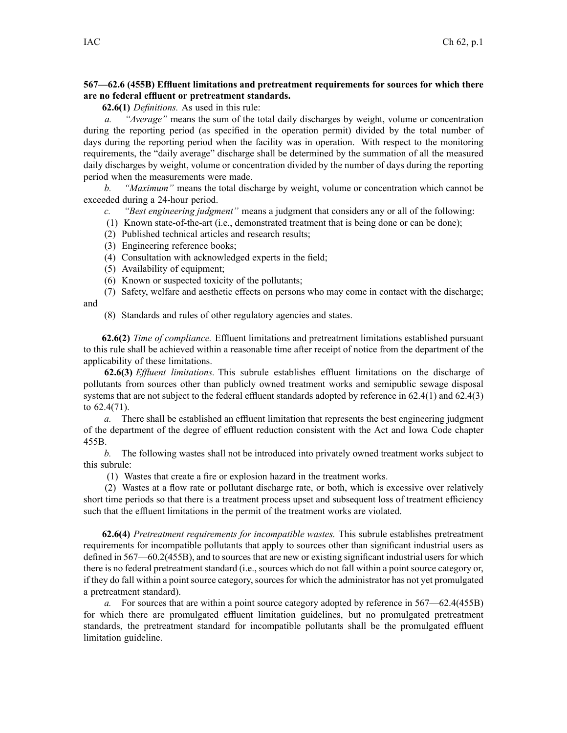**567—62.6 (455B) Effluent limitations and pretreatment requirements for sources for which there are no federal effluent or pretreatment standards.**

**62.6(1)** *Definitions.* As used in this rule:

*a.* *"Average"* means the sum of the total daily discharges by weight, volume or concentration during the reporting period (as specified in the operation permit) divided by the total number of days during the reporting period when the facility was in operation. With respect to the monitoring requirements, the "daily average" discharge shall be determined by the summation of all the measured daily discharges by weight, volume or concentration divided by the number of days during the reporting period when the measurements were made.

*b.* *"Maximum"* means the total discharge by weight, volume or concentration which cannot be exceeded during a 24-hour period.

*c.* *"Best engineering judgment"* means a judgment that considers any or all of the following:

(1) Known state-of-the-art (i.e., demonstrated treatment that is being done or can be done);

(2) Published technical articles and research results;

(3) Engineering reference books;

(4) Consultation with acknowledged experts in the field;

(5) Availability of equipment;

(6) Known or suspected toxicity of the pollutants;

(7) Safety, welfare and aesthetic effects on persons who may come in contact with the discharge; and

(8) Standards and rules of other regulatory agencies and states.

**62.6(2)** *Time of compliance.* Effluent limitations and pretreatment limitations established pursuant to this rule shall be achieved within a reasonable time after receipt of notice from the department of the applicability of these limitations.

**62.6(3)** *Effluent limitations.* This subrule establishes effluent limitations on the discharge of pollutants from sources other than publicly owned treatment works and semipublic sewage disposal systems that are not subject to the federal effluent standards adopted by reference in 62.4(1) and 62.4(3) to 62.4(71).

*a.* There shall be established an effluent limitation that represents the best engineering judgment of the department of the degree of effluent reduction consistent with the Act and Iowa Code chapter 455B.

*b.* The following wastes shall not be introduced into privately owned treatment works subject to this subrule:

(1) Wastes that create a fire or explosion hazard in the treatment works.

(2) Wastes at a flow rate or pollutant discharge rate, or both, which is excessive over relatively short time periods so that there is a treatment process upset and subsequent loss of treatment efficiency such that the effluent limitations in the permit of the treatment works are violated.

**62.6(4)** *Pretreatment requirements for incompatible wastes.* This subrule establishes pretreatment requirements for incompatible pollutants that apply to sources other than significant industrial users as defined in 567—60.2(455B), and to sources that are new or existing significant industrial users for which there is no federal pretreatment standard (i.e., sources which do not fall within a point source category or, if they do fall within a point source category, sources for which the administrator has not yet promulgated a pretreatment standard).

*a.* For sources that are within a point source category adopted by reference in 567—62.4(455B) for which there are promulgated effluent limitation guidelines, but no promulgated pretreatment standards, the pretreatment standard for incompatible pollutants shall be the promulgated effluent limitation guideline.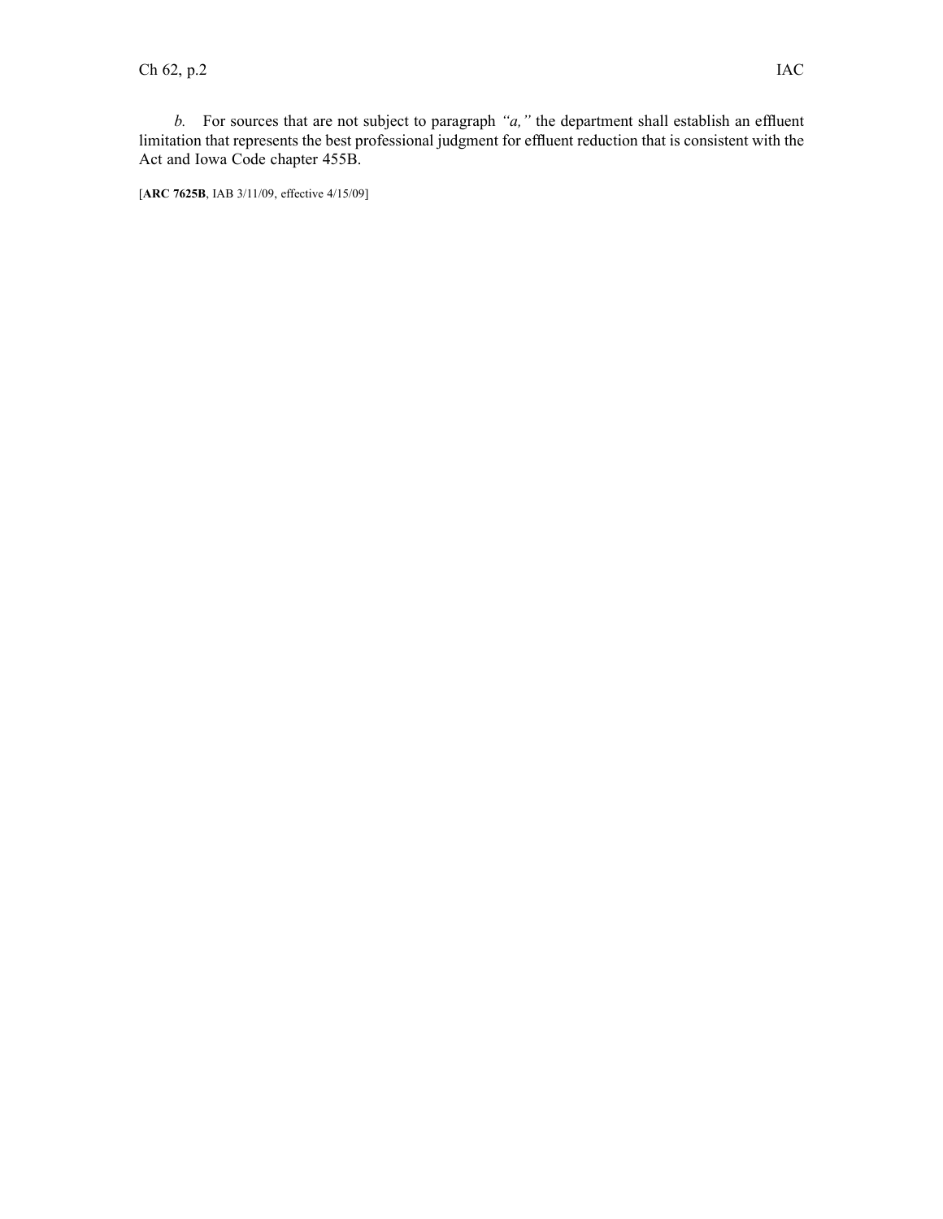*b.* For sources that are not subject to paragraph *"a,"* the department shall establish an effluent limitation that represents the best professional judgment for effluent reduction that is consistent with the Act and Iowa Code chapter 455B.

[**ARC 7625B**, IAB 3/11/09, effective 4/15/09]